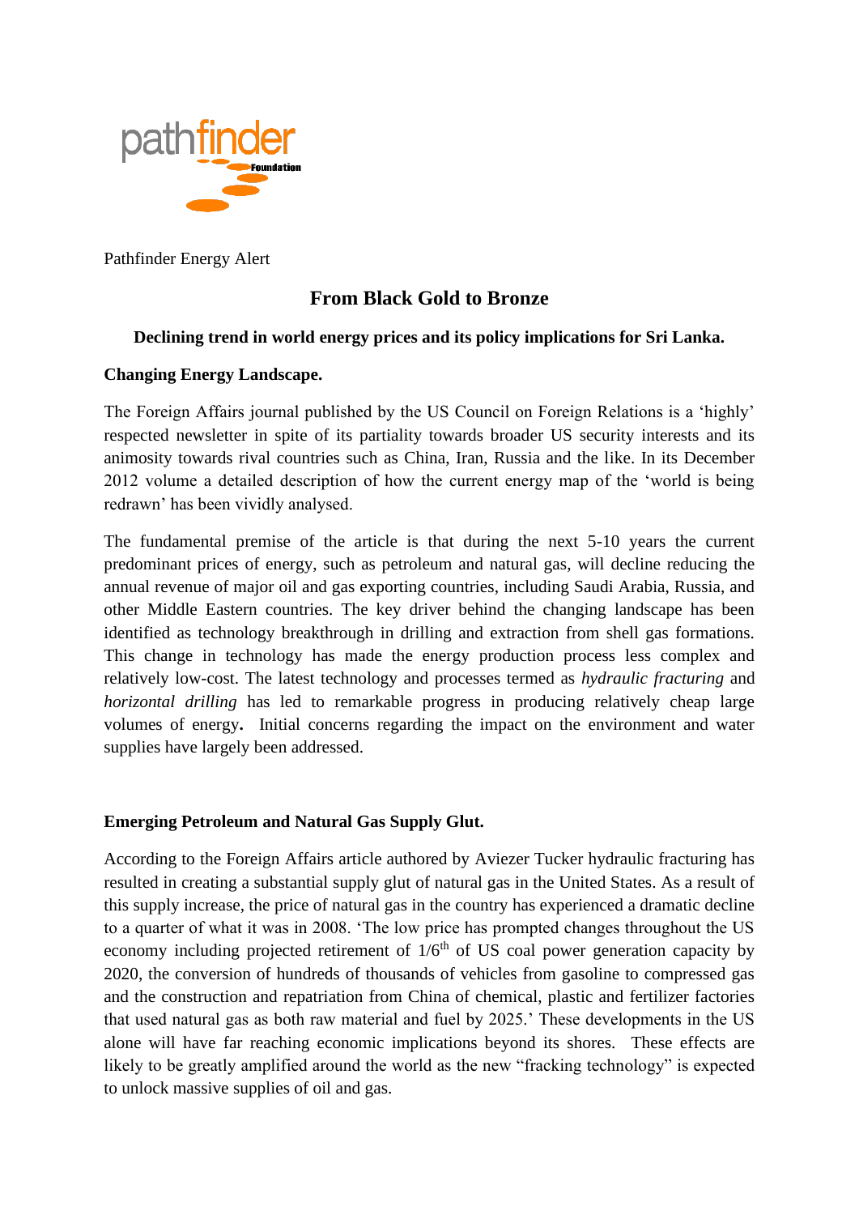pathfinder Foundation

Pathfinder Energy Alert

# From Black Gold to Bronze

**Declining trend in world energy prices and its policy implications for Sri Lanka.**

## Changing Energy Landscape.

The Foreign Affairs journal published by the US Council on Foreign Relations is a 'highly' respected newsletter in spite of its partiality towards broader US security interests and its animosity towards rival countries such as China, Iran, Russia and the like. In its December 2012 volume a detailed description of how the current energy map of the 'world is being redrawn' has been vividly analysed.

The fundamental premise of the article is that during the next 5-10 years the current predominant prices of energy, such as petroleum and natural gas, will decline reducing the annual revenue of major oil and gas exporting countries, including Saudi Arabia, Russia, and other Middle Eastern countries. The key driver behind the changing landscape has been identified as technology breakthrough in drilling and extraction from shell gas formations. This change in technology has made the energy production process less complex and relatively low-cost. The latest technology and processes termed as *hydraulic fracturing* and *horizontal drilling* has led to remarkable progress in producing relatively cheap large volumes of energy**.** Initial concerns regarding the impact on the environment and water supplies have largely been addressed.

## Emerging Petroleum and Natural Gas Supply Glut.

According to the Foreign Affairs article authored by Aviezer Tucker hydraulic fracturing has resulted in creating a substantial supply glut of natural gas in the United States. As a result of this supply increase, the price of natural gas in the country has experienced a dramatic decline to a quarter of what it was in 2008. 'The low price has prompted changes throughout the US economy including projected retirement of $1/6^{th}$ of US coal power generation capacity by 2020, the conversion of hundreds of thousands of vehicles from gasoline to compressed gas and the construction and repatriation from China of chemical, plastic and fertilizer factories that used natural gas as both raw material and fuel by 2025.' These developments in the US alone will have far reaching economic implications beyond its shores. These effects are likely to be greatly amplified around the world as the new "fracking technology" is expected to unlock massive supplies of oil and gas.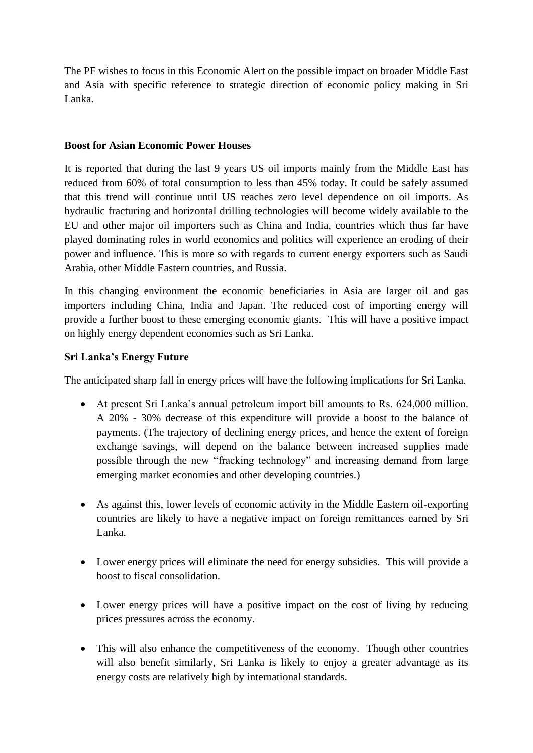The PF wishes to focus in this Economic Alert on the possible impact on broader Middle East and Asia with specific reference to strategic direction of economic policy making in Sri Lanka.

**Boost for Asian Economic Power Houses**

It is reported that during the last 9 years US oil imports mainly from the Middle East has reduced from 60% of total consumption to less than 45% today. It could be safely assumed that this trend will continue until US reaches zero level dependence on oil imports. As hydraulic fracturing and horizontal drilling technologies will become widely available to the EU and other major oil importers such as China and India, countries which thus far have played dominating roles in world economics and politics will experience an eroding of their power and influence. This is more so with regards to current energy exporters such as Saudi Arabia, other Middle Eastern countries, and Russia.

In this changing environment the economic beneficiaries in Asia are larger oil and gas importers including China, India and Japan. The reduced cost of importing energy will provide a further boost to these emerging economic giants. This will have a positive impact on highly energy dependent economies such as Sri Lanka.

**Sri Lanka's Energy Future**

The anticipated sharp fall in energy prices will have the following implications for Sri Lanka.

- At present Sri Lanka's annual petroleum import bill amounts to Rs. 624,000 million. A 20% - 30% decrease of this expenditure will provide a boost to the balance of payments. (The trajectory of declining energy prices, and hence the extent of foreign exchange savings, will depend on the balance between increased supplies made possible through the new "fracking technology" and increasing demand from large emerging market economies and other developing countries.)

- As against this, lower levels of economic activity in the Middle Eastern oil-exporting countries are likely to have a negative impact on foreign remittances earned by Sri Lanka.

- Lower energy prices will eliminate the need for energy subsidies. This will provide a boost to fiscal consolidation.

- Lower energy prices will have a positive impact on the cost of living by reducing prices pressures across the economy.

- This will also enhance the competitiveness of the economy. Though other countries will also benefit similarly, Sri Lanka is likely to enjoy a greater advantage as its energy costs are relatively high by international standards.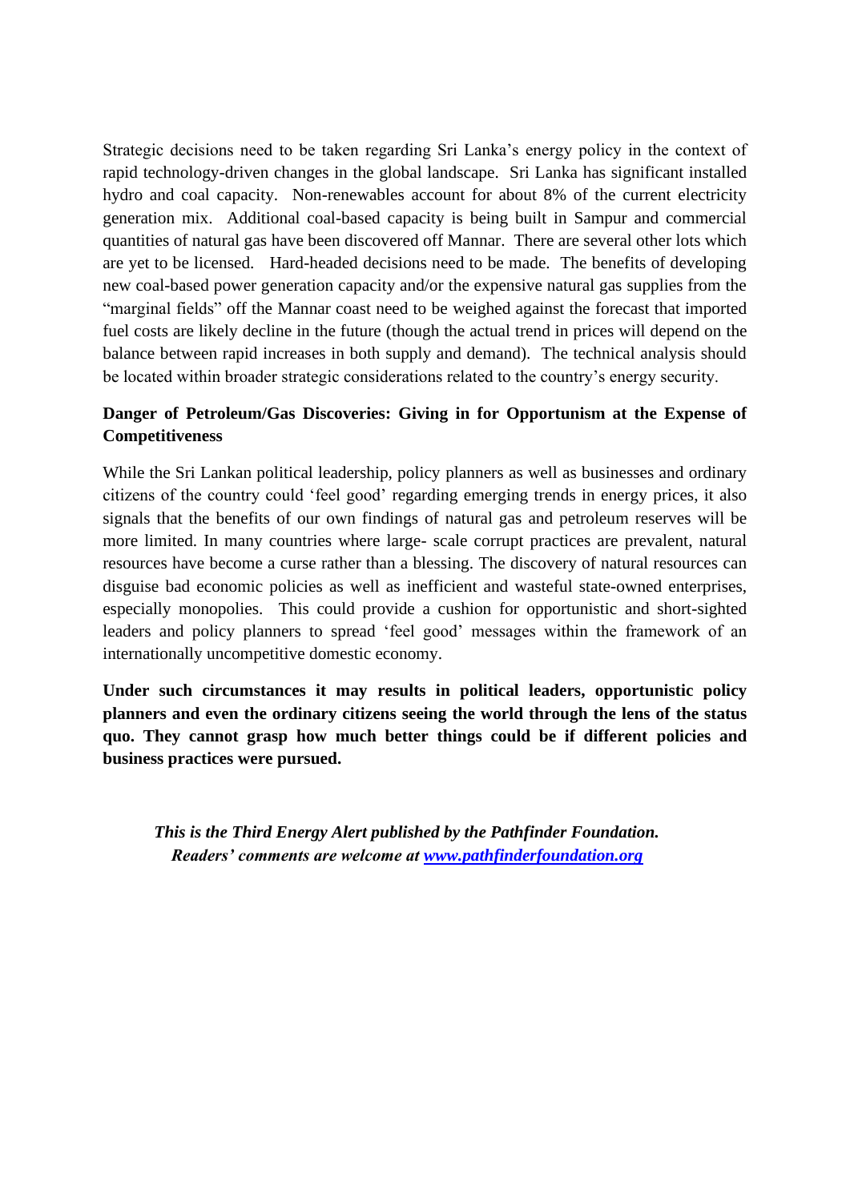Strategic decisions need to be taken regarding Sri Lanka's energy policy in the context of rapid technology-driven changes in the global landscape. Sri Lanka has significant installed hydro and coal capacity. Non-renewables account for about 8% of the current electricity generation mix. Additional coal-based capacity is being built in Sampur and commercial quantities of natural gas have been discovered off Mannar. There are several other lots which are yet to be licensed. Hard-headed decisions need to be made. The benefits of developing new coal-based power generation capacity and/or the expensive natural gas supplies from the "marginal fields" off the Mannar coast need to be weighed against the forecast that imported fuel costs are likely decline in the future (though the actual trend in prices will depend on the balance between rapid increases in both supply and demand). The technical analysis should be located within broader strategic considerations related to the country's energy security.

**Danger of Petroleum/Gas Discoveries: Giving in for Opportunism at the Expense of Competitiveness**

While the Sri Lankan political leadership, policy planners as well as businesses and ordinary citizens of the country could 'feel good' regarding emerging trends in energy prices, it also signals that the benefits of our own findings of natural gas and petroleum reserves will be more limited. In many countries where large- scale corrupt practices are prevalent, natural resources have become a curse rather than a blessing. The discovery of natural resources can disguise bad economic policies as well as inefficient and wasteful state-owned enterprises, especially monopolies. This could provide a cushion for opportunistic and short-sighted leaders and policy planners to spread 'feel good' messages within the framework of an internationally uncompetitive domestic economy.

**Under such circumstances it may results in political leaders, opportunistic policy planners and even the ordinary citizens seeing the world through the lens of the status quo. They cannot grasp how much better things could be if different policies and business practices were pursued.**

***This is the Third Energy Alert published by the Pathfinder Foundation.***
***Readers' comments are welcome at [www.pathfinderfoundation.org](www.pathfinderfoundation.org)***